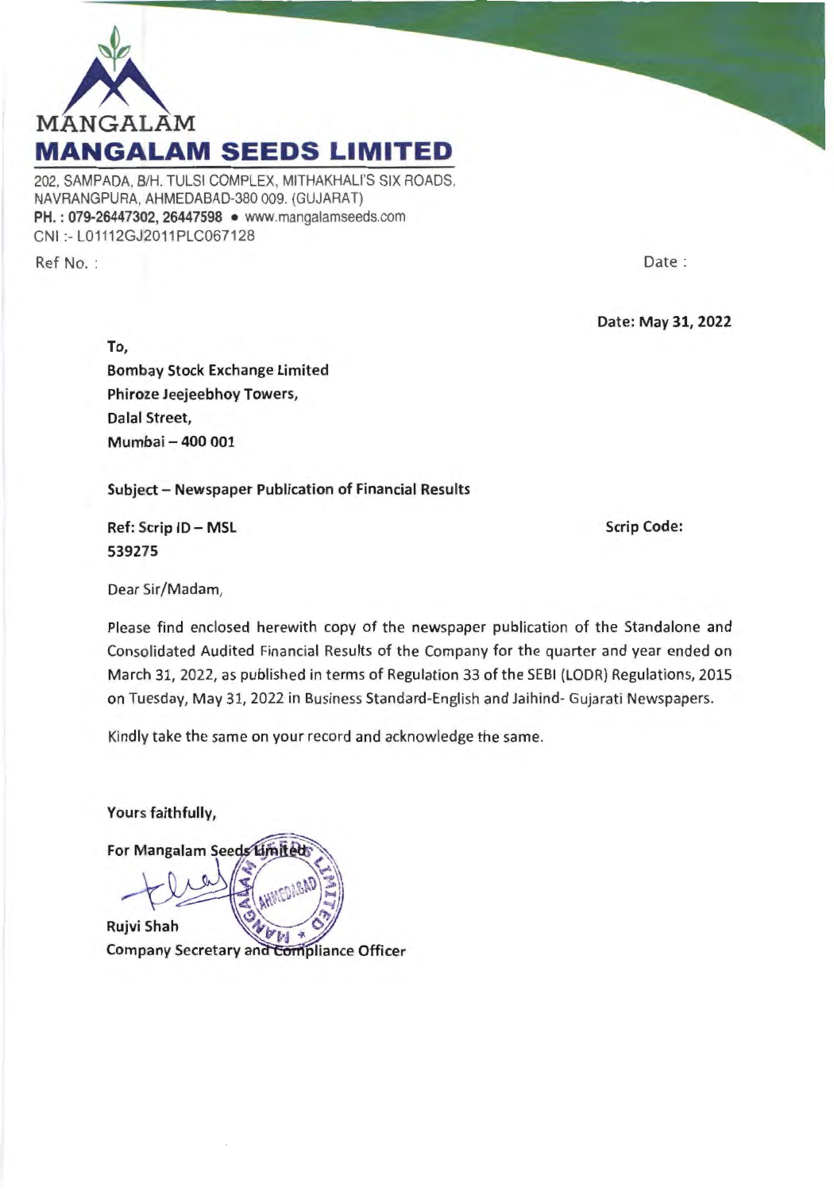MANGALAM

# MANGALAM SEEDS LIMITED

202, SAMPADA, B/H. TULSI COMPLEX, MITHAKHALI'S SIX ROADS, NAVRANGPURA, AHMEDABAD-380 009. (GUJARAT)
**PH. : 079-26447302, 26447598** • www.mangalamseeds.com
CNI :- L01112GJ2011PLC067128

Ref No. :

Date :

**Date: May 31, 2022**

**To,**
**Bombay Stock Exchange Limited**
**Phiroze Jeejeebhoy Towers,**
**Dalal Street,**
**Mumbai – 400 001**

**Subject – Newspaper Publication of Financial Results**

**Ref: Scrip ID – MSL**
**Scrip Code: 539275**

Dear Sir/Madam,

Please find enclosed herewith copy of the newspaper publication of the Standalone and Consolidated Audited Financial Results of the Company for the quarter and year ended on March 31, 2022, as published in terms of Regulation 33 of the SEBI (LODR) Regulations, 2015 on Tuesday, May 31, 2022 in Business Standard-English and Jaihind- Gujarati Newspapers.

Kindly take the same on your record and acknowledge the same.

**Yours faithfully,**

**For Mangalam Seeds Limited**

**Rujvi Shah**
**Company Secretary and Compliance Officer**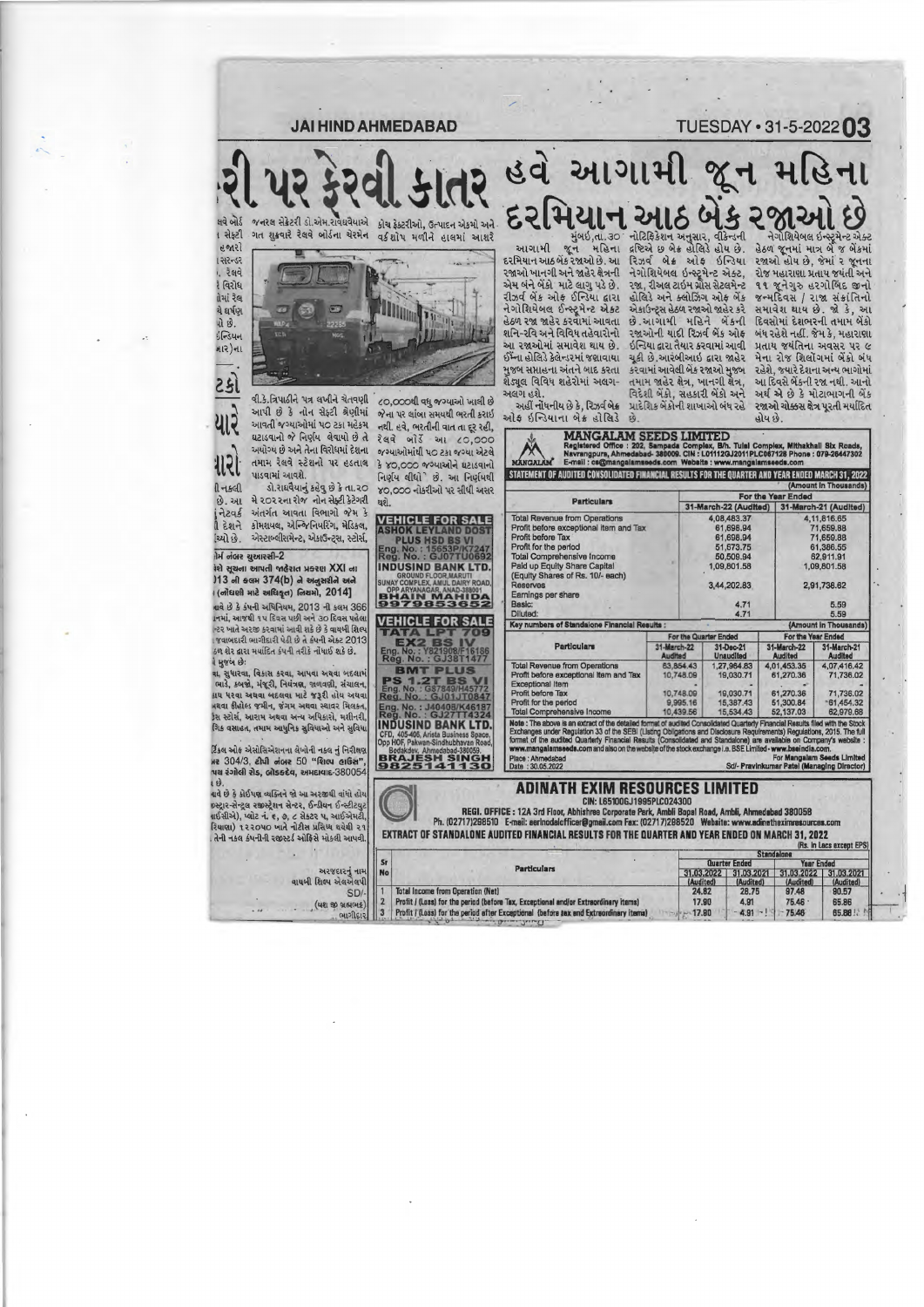# હવે આગામી જૂન મહિના દરમિયાન આઠ બેંક રજાઓ છે

મુંબઈ,તા.૩૦ આગામી જૂન મહિના દરમિયાન આઠ બેંક રજાઓ છે. આ રજાઓ ખાનગી અને જાહેર ક્ષેત્રની એમ બંને બેંકો માટે લાગુ પડે છે. રીઝર્વ બેંક ઓફ ઈન્ડિયા દ્વારા નેગોશિયેબલ ઈન્સ્ટ્રૂમેન્ટ એક્ટ હેઠળ રજા જાહેર કરવામાં આવતા શનિ-રવિ અને વિવિધ તહેવારોનો આ રજાઓમાં સમાવેશ થાય છે. ઈન્ના હોલિડે કેલેન્ડરમાં જણાવાયા મુજબ સપ્તાહના અંતને બાદ કરતા શેડ્યૂલ વિવિધ શહેરોમાં અલગ-અલગ હશે.

અહીં નોંધનીય છે કે, રિઝર્વ બેંક ઓફ ઈન્ડિયાના બેંક હોલિડે નોટિફિકેશન અનુસાર, વીકેન્ડની દ્રષ્ટિએ છ બેંક હોલિડે હોય છે. રિઝર્વ બેંક ઓફ ઈન્ડિયા નેગોશિયેબલ ઈન્સ્ટ્રૂમેન્ટ એક્ટ, રજા, રીઅલ ટાઈમ ગ્રોસ સેટલમેન્ટ હોલિડે અને ક્લોઝિંગ ઓફ બેંક એકાઉન્ટ્સ હેઠળ રજાઓ જાહેર કરે છે. આગામી મહિને બેંકની રજાઓની યાદી રિઝર્વ બેંક ઓફ ઈન્ડિયા દ્વારા તૈયાર કરવામાં આવી ચૂકી છે. આરબીઆઈ દ્વારા જાહેર કરવામાં આવેલી બેંક રજાઓ મુજબ તમામ જાહેર ક્ષેત્ર, ખાનગી ક્ષેત્ર, વિદેશી બેંકો, સહકારી બેંકો અને પ્રાદેશિક બેંકોની શાખાઓ બંધ રહે છે.

નેગોશિયેબલ ઈન્સ્ટ્રૂમેન્ટ એક્ટ હેઠળ જૂનમાં માત્ર બે જ બેંકમાં રજાઓ હોય છે, જેમાં ૨ જૂનના રોજ મહારાણા પ્રતાપ જયંતી અને ૧૧ જૂનગુરુ હરગોબિંદ જીનો જન્મદિવસ / રાજા સંક્રાંતિનો સમાવેશ થાય છે. જો કે, આ દિવસોમાં દેશભરની તમામ બેંકો બંધ રહેશે નહીં. જેમ કે, મહારાણા પ્રતાપ જયંતિના અવસર પર ૯ મેના રોજ શિલોંગમાં બેંકો બંધ રહેશે, જ્યારે દેશના અન્ય ભાગોમાં આ દિવસે બેંકની રજા નથી. આનો અર્થ એ છે કે મોટાભાગની બેંક રજાઓ ચોક્કસ ક્ષેત્ર પૂરતી મર્યાદિત હોય છે.

# ...રી પર ફેરવી કાતર

...લવે બોર્ડ જનરલ સેક્રેટરી ડો.એમ.રાઘવૈયાએ ગત શુક્રવારે રેલવે બોર્ડના ચેરમેન વી.કે.ત્રિપાઠીને પત્ર લખીને ચેતવણી આપી છે કે નોન સેફ્ટી શ્રેણીમાં આવતી જગ્યાઓમાં ૫૦ ટકા મહેકમ ઘટાડવાનો જે નિર્ણય લેવાયો છે તે અયોગ્ય છે અને તેના વિરોધમાં દેશના તમામ રેલવે સ્ટેશનો પર હડતાળ પાડવામાં આવશે.

ડો.રાઘવૈયાનું કહેવું છે કે તા.૨૦ મે ૨૦૨૨ના રોજ નોન સેફ્ટી કેટેગરી અંતર્ગત આવતા વિભાગો જેમ કે કોમર્શિયલ, એન્જિનિયરિંગ, મેડિકલ, એસ્ટાબ્લિશમેન્ટ, એકાઉન્ટ્સ, સ્ટોર્સ, કોચ ફેક્ટરીઓ, ઉત્પાદન એકમો અને વર્કશોપ મળીને હાલમાં આશરે ૮૦,૦૦૦થી વધુ જગ્યાઓ ખાલી છે જેના પર લાંબા સમયથી ભરતી કરાઇ નથી. હવે, ભરતીની વાત તો દૂર રહી, રેલવે બોર્ડે આ ૮૦,૦૦૦ જગ્યાઓમાંથી ૫૦ ટકા જગ્યા એટલે કે ૪૦,૦૦૦ જગ્યાઓને ઘટાડવાનો નિર્ણય લીધો છે. આ નિર્ણયથી ૪૦,૦૦૦ નોકરીઓ પર સીધી અસર થશે.

## VEHICLE FOR SALE

**ASHOK LEYLAND DOST PLUS HSD BS VI**
Eng. No. : 15653P/K7247
Reg. No. : GJ07TU0692

**INDUSIND BANK LTD.**
GROUND FLOOR, MARUTI SUNAY COMPLEX, AMUL DAIRY ROAD, OPP ARYANAGAR, ANAD-388001
**BHAIN MAHIDA**
**9979853652**

## VEHICLE FOR SALE

**TATA LPT 709 EX2 BS IV**
Eng. No. : Y821908/F16186
Reg. No. : GJ38T1477

**BMT PLUS PS 1.2T BS VI**
Eng. No. : G87849/H45772
Reg. No. : GJ01JT0847
Eng. No. : J40408/K46187
Reg. No. : GJ27TT4324

**INDUSIND BANK LTD.**
CFD, 405-406, Arista Business Space, Opp HOF, Pakwan-Sindhubhavan Road, Bodakdev, Ahmedabad-380059.
**BRAJESH SINGH**
**9825141130**

### ફોર્મ નંબર યુઆરસી-2

...ને સૂચના આપતી જાહેરાત પ્રકરણ XXI ના ...13 ની કલમ 374(b) ને અનુસરીને અને ...(નોંધણી માટે અધિકૃત) નિયમો, 2014]

...આવે છે કે કંપની અધિનિયમ, 2013 ની કલમ 366 ...ગમાં, આજથી ૧૫ દિવસ પછી અને ૩૦ દિવસ પહેલા ...ટર ખાતે અરજી કરવામાં આવી શકે છે કે વાયમી શિલ્પ ...જવાબદારી ભાગીદારી પેઢી છે તે કંપની એક્ટ 2013 ...ડળ શેર દ્વારા મર્યાદિત કંપની તરીકે નોંધાઈ શકે છે.

...મુજબ છે:

...ના, સુધારવા, વિકાસ કરવા, આપવા અથવા ભાડામાં ...ભાડે, કબજો, મંજૂરી, નિયંત્રણ, જાળવણી, સંચાલન, ...ાય પરવા અથવા બદલવા માટે જરૂરી હોય અથવા ...અથવા ફ્રીહોલ્ડ જમીન, જંગમ અથવા સ્થાવર મિલકત, ...ોર સ્ટોર્સ, આરામ અથવા અન્ય અધિકારો, મશીનરી, ...ગિક વસાહત, તમામ આધુનિક સુવિધાઓ અને સુવિધા

...ર્ટિકલ ઓફ એસોસિએશનના લેખોની નકલ નું નિરીક્ષણ ...મર 304/3, ટીપી નંબર 50 "શિલ્પ હાઉસ", ...પાલ રંગોલી રોડ, બોડકદેવ, અમદાવાદ-380054 ...ઇ.

...ાવે છે કે કોઈપણ વ્યક્તિને જો આ અરજી વાંધો હોય ...જિસ્ટ્રાર-સેન્ટ્રલ રજીસ્ટ્રેશન સેન્ટર, ઈન્ડિયન ઈન્સ્ટિટ્યુટ ...(આઈઆઈસીએ), પ્લોટ નં. ૬, ૭, ૮ સેક્ટર ૫, આઈએમટી, ...રિયાણા) ૧૨૨૦૫૦ ખાતે નોટીસ પ્રસિદ્ધ થયેથી ૨૧ ...તેની નકલ કંપનીની રજીસ્ટર્ડ ઓફિસે મોકલી આપવી.

અરજદારનું નામ
વાયમી શિલ્પ એલએલપી
SD/-
(મધ્ય જ ફાલ્ગુન)
ભાગીદાર

## MANGALAM SEEDS LIMITED

Registered Office : 202, Sampada Complex, B/h. Tulsi Complex, Mithakhali Six Roads, Navrangpura, Ahmedabad- 380009. CIN : L01112GJ2011PLC067128 Phone : 079-26447302
E-mail : cs@mangalamseeds.com Website : www.mangalamseeds.com

**STATEMENT OF AUDITED CONSOLIDATED FINANCIAL RESULTS FOR THE QUARTER AND YEAR ENDED MARCH 31, 2022**

(Amount in Thousands)

| Particulars | For the Year Ended | |
|---|---|---|
| | 31-March-22 (Audited) | 31-March-21 (Audited) |
| Total Revenue from Operations | 4,08,483.37 | 4,11,816.65 |
| Profit before exceptional item and Tax | 61,696.94 | 71,659.88 |
| Profit before Tax | 61,696.94 | 71,659.88 |
| Profit for the period | 51,573.75 | 61,366.55 |
| Total Comprehensive Income | 50,509.94 | 62,911.91 |
| Paid up Equity Share Capital (Equity Shares of Rs. 10/- each) | 1,09,801.58 | 1,09,801.58 |
| Reserves | 3,44,202.83 | 2,91,736.62 |
| Earnings per share | | |
| Basic: | 4.71 | 5.59 |
| Diluted: | 4.71 | 5.59 |

**Key numbers of Standalone Financial Results :** (Amount in Thousands)

| Particulars | For the Quarter Ended | | For the Year Ended | |
|---|---|---|---|---|
| | 31-March-22 Audited | 31-Dec-21 Unaudited | 31-March-22 Audited | 31-March-21 Audited |
| Total Revenue from Operations | 63,854.43 | 1,27,964.83 | 4,01,453.35 | 4,07,416.42 |
| Profit before exceptional item and Tax | 10,748.09 | 19,030.71 | 61,270.36 | 71,736.02 |
| Exceptional Item | - | - | - | - |
| Profit before Tax | 10,748.09 | 19,030.71 | 61,270.36 | 71,736.02 |
| Profit for the period | 9,995.16 | 15,387.43 | 51,300.84 | 61,454.32 |
| Total Comprehensive Income | 10,439.56 | 15,534.43 | 52,137.03 | 62,979.68 |

Note : The above is an extract of the detailed format of audited Consolidated Quarterly Financial Results filed with the Stock Exchanges under Regulation 33 of the SEBI (Listing Obligations and Disclosure Requirements) Regulations, 2015. The full format of the audited Quarterly Financial Results (Consolidated and Standalone) are available on Company's website : www.mangalamseeds.com and also on the website of the stock exchange i.e. BSE Limited - www.bseindia.com.

Place : Ahmedabad
Date : 30.05.2022

For Mangalam Seeds Limited
Sd/- Pravinkumar Patel (Managing Director)

## ADINATH EXIM RESOURCES LIMITED

CIN: L65100GJ1995PLC024300

REGI. OFFICE : 12A 3rd Floor, Abhishree Corporate Park, Ambli Bopal Road, Ambli, Ahmedabad 380058
Ph. (02717)298510 E-mail: aerlnodalofficer@gmail.com Fax: (02717)298520 Website: www.adinatheximresources.com

**EXTRACT OF STANDALONE AUDITED FINANCIAL RESULTS FOR THE QUARTER AND YEAR ENDED ON MARCH 31, 2022**

(Rs. in Lacs except EPS)

| Sr No | Particulars | Standalone | | | |
|---|---|---|---|---|---|
| | | Quarter Ended | | Year Ended | |
| | | 31.03.2022 (Audited) | 31.03.2021 (Audited) | 31.03.2022 (Audited) | 31.03.2021 (Audited) |
| 1 | Total Income from Operation (Net) | 24.82 | 28.75 | 97.48 | 90.57 |
| 2 | Profit / (Loss) for the period (before Tax, Exceptional and/or Extraordinary items) | 17.90 | 4.91 | 75.46 | 65.86 |
| 3 | Profit / (Loss) for the period before tax (after Exceptional and/or Extraordinary items) | 17.80 | 4.91 | 75.46 | 65.86 |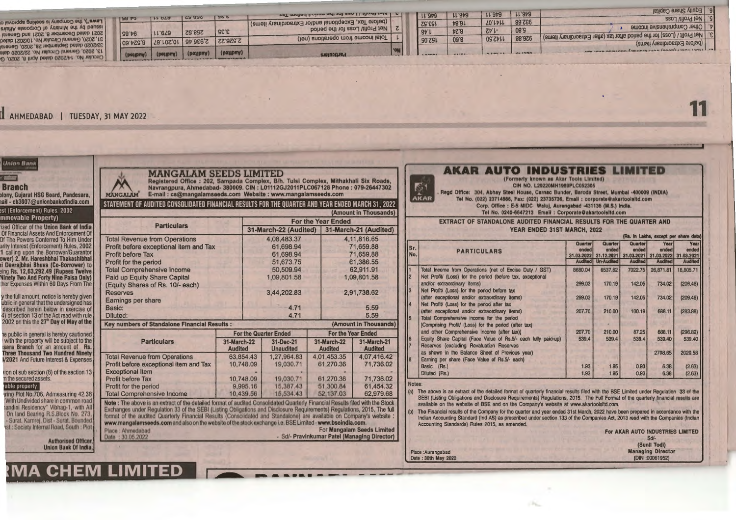# MANGALAM SEEDS LIMITED

Registered Office : 202, Sampada Complex, B/h. Tulsi Complex, Mithakhali Six Roads, Navrangpura, Ahmedabad- 380009. CIN : L01112GJ2011PLC067128 Phone : 079-26447302 E-mail : cs@mangalamseeds.com Website : www.mangalamseeds.com

**STATEMENT OF AUDITED CONSOLIDATED FINANCIAL RESULTS FOR THE QUARTER AND YEAR ENDED MARCH 31, 2022**

(Amount in Thousands)

| Particulars | For the Year Ended | |
|---|---|---|
| | 31-March-22 (Audited) | 31-March-21 (Audited) |
| Total Revenue from Operations | 4,08,483.37 | 4,11,816.65 |
| Profit before exceptional item and Tax | 61,698.94 | 71,659.88 |
| Profit before Tax | 61,698.94 | 71,659.88 |
| Profit for the period | 51,673.75 | 61,386.55 |
| Total Comprehensive Income | 50,509.94 | 62,911.91 |
| Paid up Equity Share Capital (Equity Shares of Rs. 10/- each) | 1,09,801.58 | 1,09,801.58 |
| Reserves | 3,44,202.83 | 2,91,738.62 |
| Earnings per share | | |
| Basic: | 4.71 | 5.59 |
| Diluted: | 4.71 | 5.59 |

**Key numbers of Standalone Financial Results :** (Amount in Thousands)

| Particulars | For the Quarter Ended | | For the Year Ended | |
|---|---|---|---|---|
| | 31-March-22 Audited | 31-Dec-21 Unaudited | 31-March-22 Audited | 31-March-21 Audited |
| Total Revenue from Operations | 63,854.43 | 1,27,964.83 | 4,01,453.35 | 4,07,416.42 |
| Profit before exceptional item and Tax | 10,748.09 | 19,030.71 | 61,270.36 | 71,736.02 |
| Exceptional Item | - | - | - | - |
| Profit before Tax | 10,748.09 | 19,030.71 | 61,270.36 | 71,736.02 |
| Profit for the period | 9,995.16 | 15,387.43 | 51,300.84 | 61,454.32 |
| Total Comprehensive Income | 10,439.56 | 15,534.43 | 52,137.03 | 62,979.68 |

**Note :** The above is an extract of the detailed format of audited Consolidated Quarterly Financial Results filed with the Stock Exchanges under Regulation 33 of the SEBI (Listing Obligations and Disclosure Requirements) Regulations, 2015. The full format of the audited Quarterly Financial Results (Consolidated and Standalone) are available on Company's website : www.mangalamseeds.com and also on the website of the stock exchange i.e. BSE Limited - www.bseindia.com.

Place : Ahmedabad
Date : 30.05.2022

For Mangalam Seeds Limited
Sd/- Pravinkumar Patel (Managing Director)

# AKAR AUTO INDUSTRIES LIMITED

(Formerly known as Akar Tools Limited)
CIN NO. L29220MH1989PLC052305

Regd Office: 304, Abhay Steel House, Carnac Bunder, Baroda Street, Mumbai -400009 (INDIA)
Tel No. (022) 23714886, Fax: (022) 23735736, Email : corporate@akartoolsltd.com
Corp. Office : E-5 MIDC Waluj, Aurangabad -431136 (M.S.) India.
Tel No. 0240-6647213 Email : Corporate@akartoolsltd.com

**EXTRACT OF STANDALONE AUDITED FINANCIAL RESULTS FOR THE QUARTER AND YEAR ENDED 31ST MARCH, 2022**

(Rs. In Lakhs, except per share data)

| Sr. No. | PARTICULARS | Quarter ended 31.03.2022 Audited | Quarter ended 31.12.2021 Un-Audited | Quarter ended 31.03.2021 Audited | Year ended 31.03.2022 Audited | Year ended 31.03.2021 Audited |
|---|---|---|---|---|---|---|
| 1 | Total Income from Operations (net of Excise Duty / GST) | 8680.04 | 6537.82 | 7022.75 | 26,871.81 | 18,805.71 |
| 2 | Net Profit/ (Loss) for the period (before tax, exceptional and/or extraordinary items) | 299.03 | 170.19 | 142.05 | 734.02 | (209.46) |
| 3 | Net Profit/ (Loss) for the period before tax (after exceptional and/or extraordinary items) | 299.03 | 170.19 | 142.05 | 734.02 | (209.46) |
| 4 | Net Profit/ (Loss) for the period after tax (after exceptional and/or extraordinary items) | 207.70 | 210.00 | 100.19 | 688.11 | (283.88) |
| 5 | Total Comprehensive income for the period [Comprising Profit/ (Loss) for the period (after tax) and other Comprehensive Income (after tax)] | 207.70 | 210.00 | 87.25 | 688.11 | (296.82) |
| 6 | Equity Share Capital (Face Value of Rs.5/- each fully paid-up) | 539.4 | 539.4 | 539.4 | 539.40 | 539.40 |
| 7 | Reserves (excluding Revaluation Reserves as shown in the Balance Sheet of Previous year) | | | | 2708.65 | 2020.58 |
| 8 | Earning per share (Face Value of Rs.5/- each) | | | | | |
| | Basic (Rs.) | 1.93 | 1.95 | 0.93 | 6.38 | (2.63) |
| | Diluted (Rs.) | 1.93 | 1.95 | 0.93 | 6.38 | (2.63) |

Notes:

(a) The above is an extract of the detailed format of quarterly financial results filed with the BSE Limited under Regulation 33 of the SEBI (Listing Obligations and Disclosure Requirements) Regulations, 2015. The Full Format of the quarterly financial results are available on the website of BSE and on the Company's website at www.akartoolsltd.com.

(b) The Financial results of the Company for the quarter and year ended 31st March, 2022 have been prepared in accordance with the Indian Accounting Standard (Ind AS) as prescribed under section 133 of the Companies Act, 2013 read with the Companies (Indian Accounting Standards) Rules 2015, as amended.

Place : Aurangabad
Date : 30th May 2022

For AKAR AUTO INDUSTRIES LIMITED
Sd/-
(Sunil Todi)
Managing Director
(DIN :00061952)